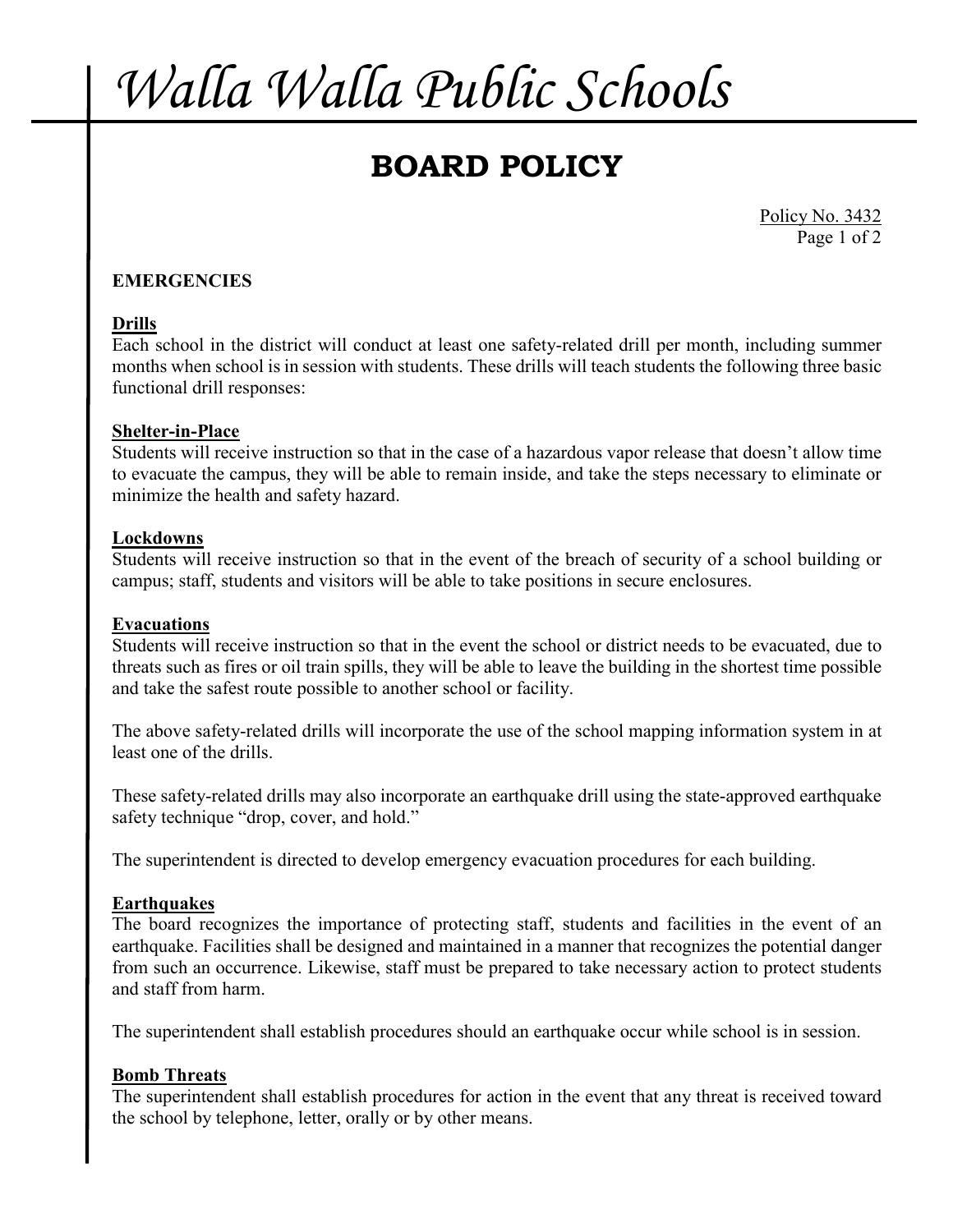# Walla Walla Public Schools

## BOARD POLICY

Policy No. 3432

### EMERGENCIES

**Drills**

Each school in the district will conduct at least one safety-related drill per month, including summer months when school is in session with students. These drills will teach students the following three basic functional drill responses:

**Shelter-in-Place**

Students will receive instruction so that in the case of a hazardous vapor release that doesn't allow time to evacuate the campus, they will be able to remain inside, and take the steps necessary to eliminate or minimize the health and safety hazard.

**Lockdowns**

Students will receive instruction so that in the event of the breach of security of a school building or campus; staff, students and visitors will be able to take positions in secure enclosures.

**Evacuations**

Students will receive instruction so that in the event the school or district needs to be evacuated, due to threats such as fires or oil train spills, they will be able to leave the building in the shortest time possible and take the safest route possible to another school or facility.

The above safety-related drills will incorporate the use of the school mapping information system in at least one of the drills.

These safety-related drills may also incorporate an earthquake drill using the state-approved earthquake safety technique "drop, cover, and hold."

The superintendent is directed to develop emergency evacuation procedures for each building.

**Earthquakes**

The board recognizes the importance of protecting staff, students and facilities in the event of an earthquake. Facilities shall be designed and maintained in a manner that recognizes the potential danger from such an occurrence. Likewise, staff must be prepared to take necessary action to protect students and staff from harm.

The superintendent shall establish procedures should an earthquake occur while school is in session.

**Bomb Threats**

The superintendent shall establish procedures for action in the event that any threat is received toward the school by telephone, letter, orally or by other means.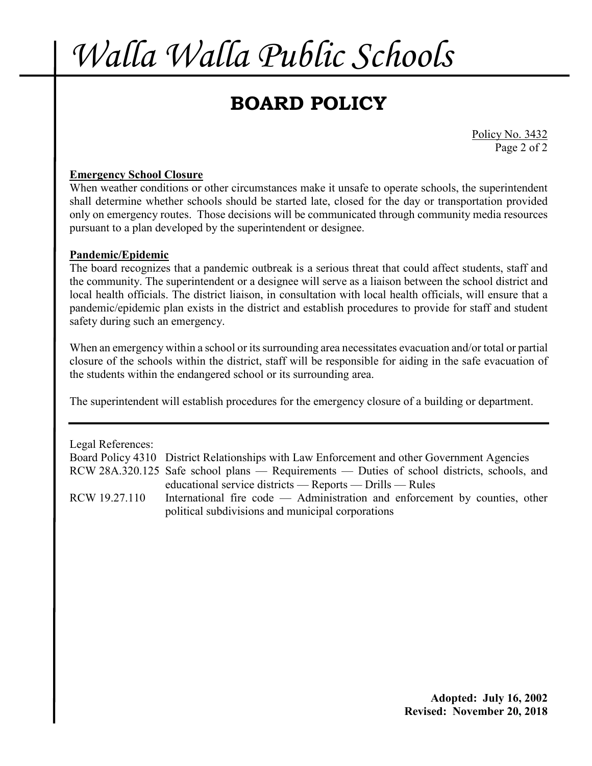**Emergency School Closure**

When weather conditions or other circumstances make it unsafe to operate schools, the superintendent shall determine whether schools should be started late, closed for the day or transportation provided only on emergency routes. Those decisions will be communicated through community media resources pursuant to a plan developed by the superintendent or designee.

**Pandemic/Epidemic**

The board recognizes that a pandemic outbreak is a serious threat that could affect students, staff and the community. The superintendent or a designee will serve as a liaison between the school district and local health officials. The district liaison, in consultation with local health officials, will ensure that a pandemic/epidemic plan exists in the district and establish procedures to provide for staff and student safety during such an emergency.

When an emergency within a school or its surrounding area necessitates evacuation and/or total or partial closure of the schools within the district, staff will be responsible for aiding in the safe evacuation of the students within the endangered school or its surrounding area.

The superintendent will establish procedures for the emergency closure of a building or department.

---

Legal References:

| | |
|---|---|
| Board Policy 4310 | District Relationships with Law Enforcement and other Government Agencies |
| RCW 28A.320.125 | Safe school plans — Requirements — Duties of school districts, schools, and educational service districts — Reports — Drills — Rules |
| RCW 19.27.110 | International fire code — Administration and enforcement by counties, other political subdivisions and municipal corporations |

**Adopted: July 16, 2002**
**Revised: November 20, 2018**